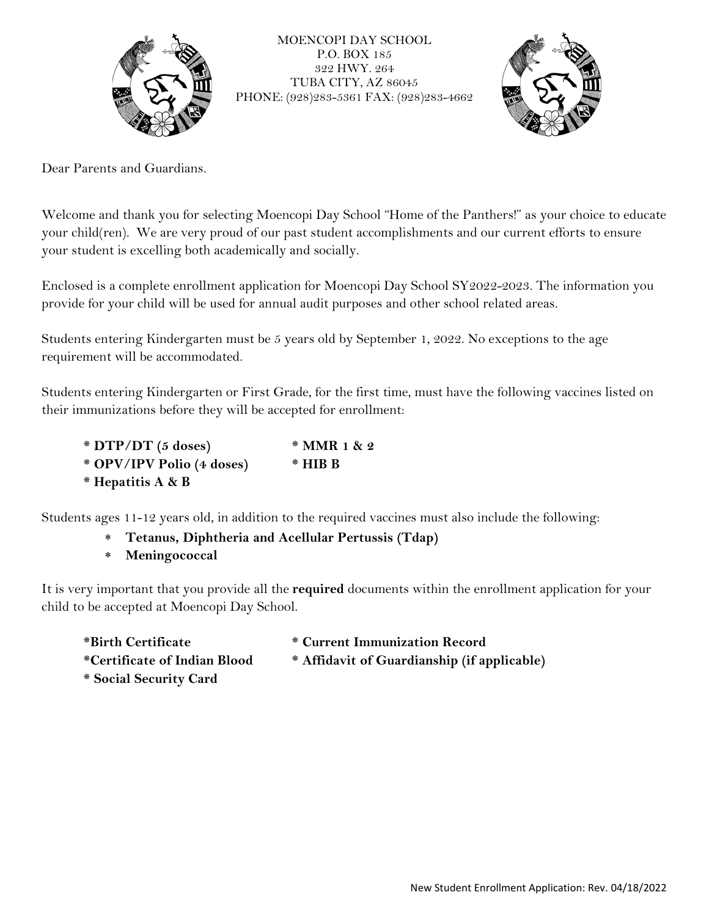MOENCOPI DAY SCHOOL
P.O. BOX 185
322 HWY. 264
TUBA CITY, AZ 86045
PHONE: (928)283-5361 FAX: (928)283-4662

Dear Parents and Guardians.

Welcome and thank you for selecting Moencopi Day School "Home of the Panthers!" as your choice to educate your child(ren). We are very proud of our past student accomplishments and our current efforts to ensure your student is excelling both academically and socially.

Enclosed is a complete enrollment application for Moencopi Day School SY2022-2023. The information you provide for your child will be used for annual audit purposes and other school related areas.

Students entering Kindergarten must be 5 years old by September 1, 2022. No exceptions to the age requirement will be accommodated.

Students entering Kindergarten or First Grade, for the first time, must have the following vaccines listed on their immunizations before they will be accepted for enrollment:

**\* DTP/DT (5 doses)**
**\* OPV/IPV Polio (4 doses)**
**\* Hepatitis A & B**
**\* MMR 1 & 2**
**\* HIB B**

Students ages 11-12 years old, in addition to the required vaccines must also include the following:

- **Tetanus, Diphtheria and Acellular Pertussis (Tdap)**
- **Meningococcal**

It is very important that you provide all the **required** documents within the enrollment application for your child to be accepted at Moencopi Day School.

**\*Birth Certificate**
**\*Certificate of Indian Blood**
**\* Social Security Card**
**\* Current Immunization Record**
**\* Affidavit of Guardianship (if applicable)**

New Student Enrollment Application: Rev. 04/18/2022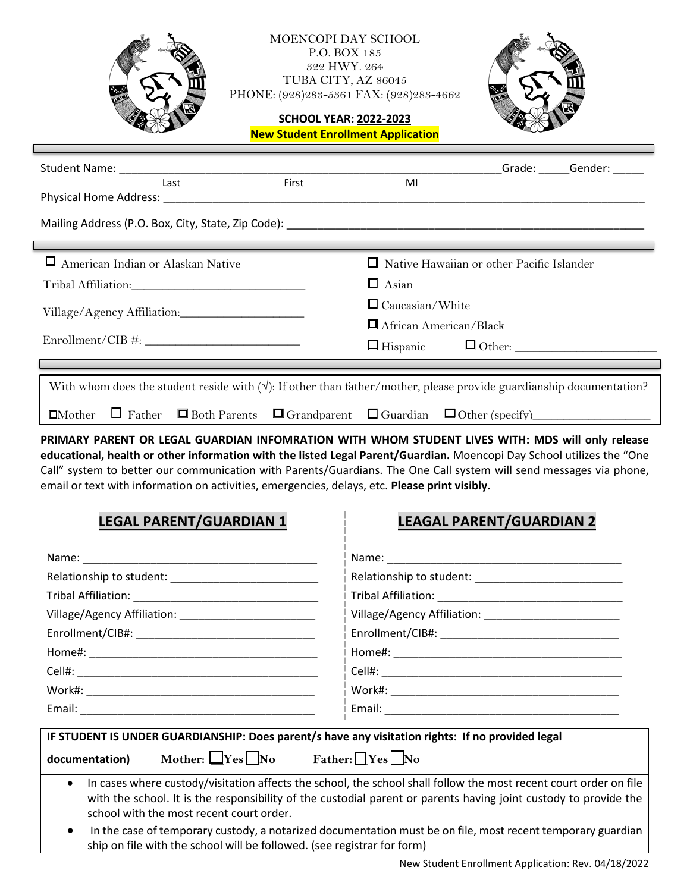MOENCOPI DAY SCHOOL
P.O. BOX 185
322 HWY. 264
TUBA CITY, AZ 86045
PHONE: (928)283-5361 FAX: (928)283-4662

**SCHOOL YEAR: 2022-2023**

**New Student Enrollment Application**

Student Name: ________________________________________________ Grade: _____ Gender: _____
Last First MI

Physical Home Address: ____________________________________________________________

Mailing Address (P.O. Box, City, State, Zip Code): ________________________________________

☐ American Indian or Alaskan Native

Tribal Affiliation:___________________________

Village/Agency Affiliation:___________________

Enrollment/CIB #: ________________________

☐ Native Hawaiian or other Pacific Islander

☐ Asian

☐ Caucasian/White

☐ African American/Black

☐ Hispanic ☐ Other: ______________________

With whom does the student reside with (√): If other than father/mother, please provide guardianship documentation?

☐ Mother ☐ Father ☐ Both Parents ☐ Grandparent ☐ Guardian ☐ Other (specify)__________________

**PRIMARY PARENT OR LEGAL GUARDIAN INFOMRATION WITH WHOM STUDENT LIVES WITH: MDS will only release educational, health or other information with the listed Legal Parent/Guardian.** Moencopi Day School utilizes the "One Call" system to better our communication with Parents/Guardians. The One Call system will send messages via phone, email or text with information on activities, emergencies, delays, etc. **Please print visibly.**

## LEGAL PARENT/GUARDIAN 1

Name: ______________________________________

Relationship to student: ________________________

Tribal Affiliation: ______________________________

Village/Agency Affiliation: ______________________

Enrollment/CIB#: _____________________________

Home#: _____________________________________

Cell#: _______________________________________

Work#: ______________________________________

Email: ______________________________________

## LEAGAL PARENT/GUARDIAN 2

Name: ______________________________________

Relationship to student: ________________________

Tribal Affiliation: ______________________________

Village/Agency Affiliation: ______________________

Enrollment/CIB#: _____________________________

Home#: _____________________________________

Cell#: _______________________________________

Work#: ______________________________________

Email: ______________________________________

**IF STUDENT IS UNDER GUARDIANSHIP: Does parent/s have any visitation rights: If no provided legal documentation)** **Mother:** ☐**Yes** ☐**No** **Father:** ☐**Yes** ☐**No**

- In cases where custody/visitation affects the school, the school shall follow the most recent court order on file with the school. It is the responsibility of the custodial parent or parents having joint custody to provide the school with the most recent court order.
- In the case of temporary custody, a notarized documentation must be on file, most recent temporary guardian ship on file with the school will be followed. (see registrar for form)

New Student Enrollment Application: Rev. 04/18/2022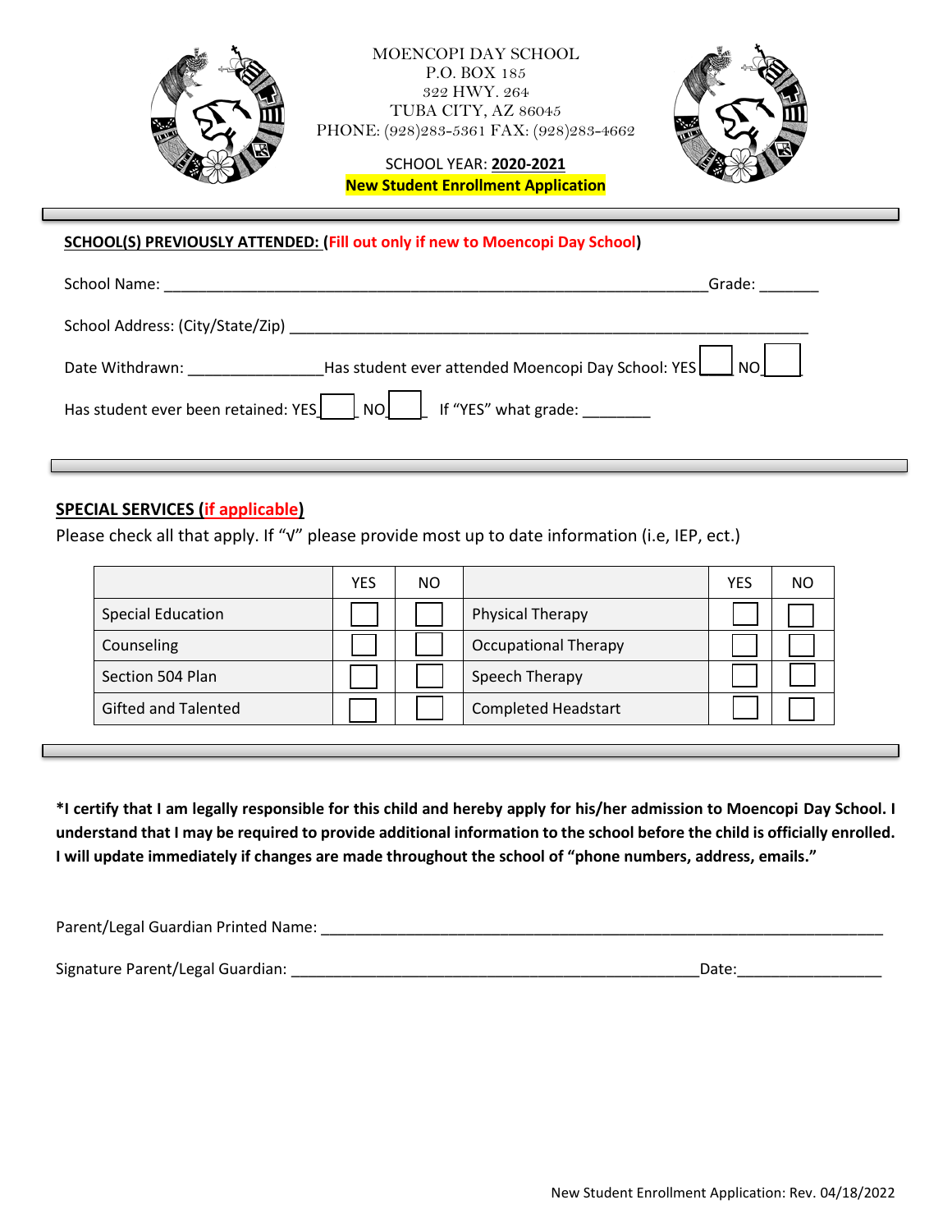MOENCOPI DAY SCHOOL
P.O. BOX 185
322 HWY. 264
TUBA CITY, AZ 86045
PHONE: (928)283-5361 FAX: (928)283-4662

SCHOOL YEAR: **2020-2021**

**New Student Enrollment Application**

---

**SCHOOL(S) PREVIOUSLY ATTENDED: (Fill out only if new to Moencopi Day School)**

School Name: ____________________________________________________________Grade: _______

School Address: (City/State/Zip) __________________________________________________________

Date Withdrawn: _______________ Has student ever attended Moencopi Day School: YES ☐ NO ☐

Has student ever been retained: YES ☐ NO ☐ If "YES" what grade: ________

---

**SPECIAL SERVICES (if applicable)**

Please check all that apply. If "√" please provide most up to date information (i.e, IEP, ect.)

| | YES | NO | | YES | NO |
|---|---|---|---|---|---|
| Special Education | ☐ | ☐ | Physical Therapy | ☐ | ☐ |
| Counseling | ☐ | ☐ | Occupational Therapy | ☐ | ☐ |
| Section 504 Plan | ☐ | ☐ | Speech Therapy | ☐ | ☐ |
| Gifted and Talented | ☐ | ☐ | Completed Headstart | ☐ | ☐ |

---

**\*I certify that I am legally responsible for this child and hereby apply for his/her admission to Moencopi Day School. I understand that I may be required to provide additional information to the school before the child is officially enrolled. I will update immediately if changes are made throughout the school of "phone numbers, address, emails."**

Parent/Legal Guardian Printed Name: ______________________________________________________________

Signature Parent/Legal Guardian: ______________________________________________Date:________________

New Student Enrollment Application: Rev. 04/18/2022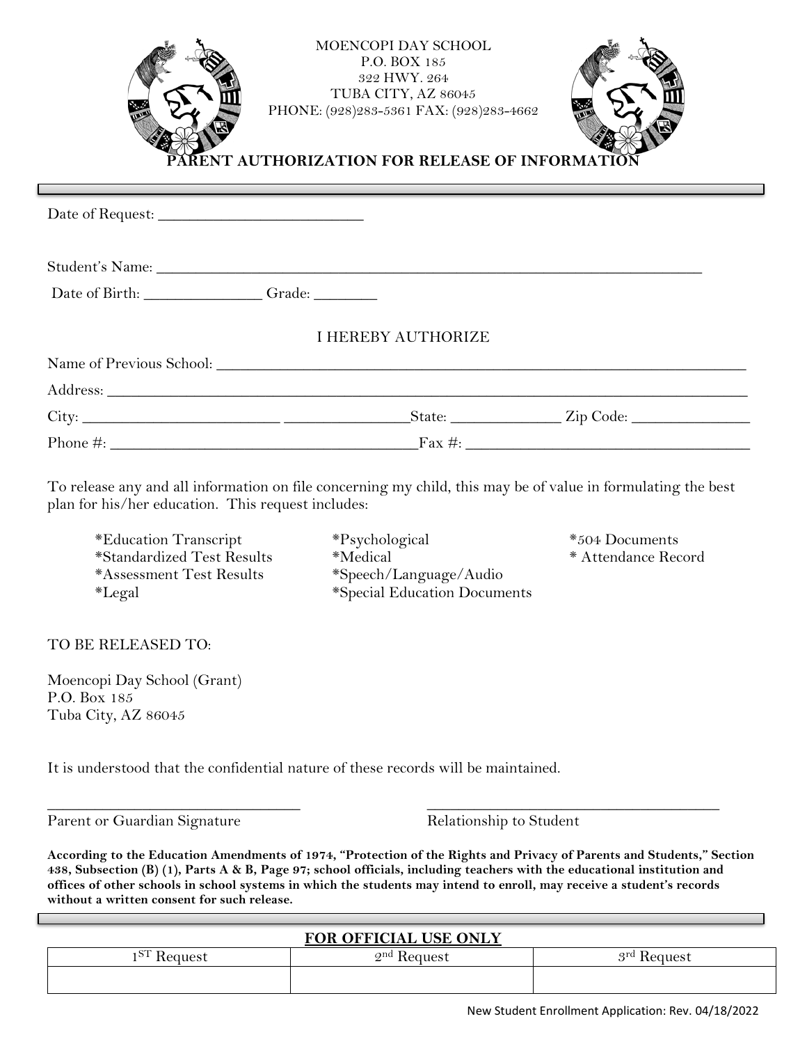MOENCOPI DAY SCHOOL
P.O. BOX 185
322 HWY. 264
TUBA CITY, AZ 86045
PHONE: (928)283-5361 FAX: (928)283-4662

# PARENT AUTHORIZATION FOR RELEASE OF INFORMATION

Date of Request: ___________________________

Student's Name: ___________________________________________________________________________

Date of Birth: _______________ Grade: ________

I HEREBY AUTHORIZE

Name of Previous School: ___________________________________________________________________

Address: __________________________________________________________________________________

City: _________________________ ________________State: ______________ Zip Code: _______________

Phone #: ________________________________________Fax #: _____________________________________

To release any and all information on file concerning my child, this may be of value in formulating the best plan for his/her education. This request includes:

*Education Transcript
*Standardized Test Results
*Assessment Test Results
*Legal
*Psychological
*Medical
*Speech/Language/Audio
*Special Education Documents
*504 Documents
* Attendance Record

TO BE RELEASED TO:

Moencopi Day School (Grant)
P.O. Box 185
Tuba City, AZ 86045

It is understood that the confidential nature of these records will be maintained.

_________________________________ _______________________________________

Parent or Guardian Signature Relationship to Student

**According to the Education Amendments of 1974, "Protection of the Rights and Privacy of Parents and Students," Section 438, Subsection (B) (1), Parts A & B, Page 97; school officials, including teachers with the educational institution and offices of other schools in school systems in which the students may intend to enroll, may receive a student's records without a written consent for such release.**

**FOR OFFICIAL USE ONLY**

| 1ST Request | 2nd Request | 3rd Request |
|---|---|---|
| | | |

New Student Enrollment Application: Rev. 04/18/2022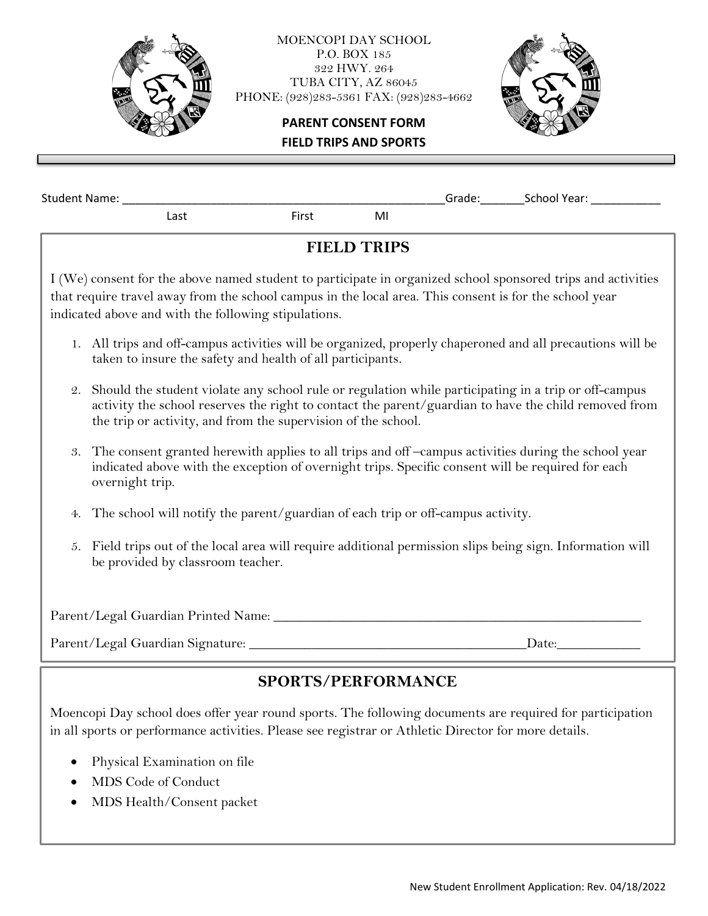MOENCOPI DAY SCHOOL
P.O. BOX 185
322 HWY. 264
TUBA CITY, AZ 86045
PHONE: (928)283-5361 FAX: (928)283-4662

**PARENT CONSENT FORM**

**FIELD TRIPS AND SPORTS**

Student Name: ____________________________________________________Grade:_______School Year: ___________

Last First MI

## FIELD TRIPS

I (We) consent for the above named student to participate in organized school sponsored trips and activities that require travel away from the school campus in the local area. This consent is for the school year indicated above and with the following stipulations.

1. All trips and off-campus activities will be organized, properly chaperoned and all precautions will be taken to insure the safety and health of all participants.
2. Should the student violate any school rule or regulation while participating in a trip or off-campus activity the school reserves the right to contact the parent/guardian to have the child removed from the trip or activity, and from the supervision of the school.
3. The consent granted herewith applies to all trips and off –campus activities during the school year indicated above with the exception of overnight trips. Specific consent will be required for each overnight trip.
4. The school will notify the parent/guardian of each trip or off-campus activity.
5. Field trips out of the local area will require additional permission slips being sign. Information will be provided by classroom teacher.

Parent/Legal Guardian Printed Name: ______________________________________________________

Parent/Legal Guardian Signature: ________________________________________Date:____________

## SPORTS/PERFORMANCE

Moencopi Day school does offer year round sports. The following documents are required for participation in all sports or performance activities. Please see registrar or Athletic Director for more details.

- Physical Examination on file
- MDS Code of Conduct
- MDS Health/Consent packet

New Student Enrollment Application: Rev. 04/18/2022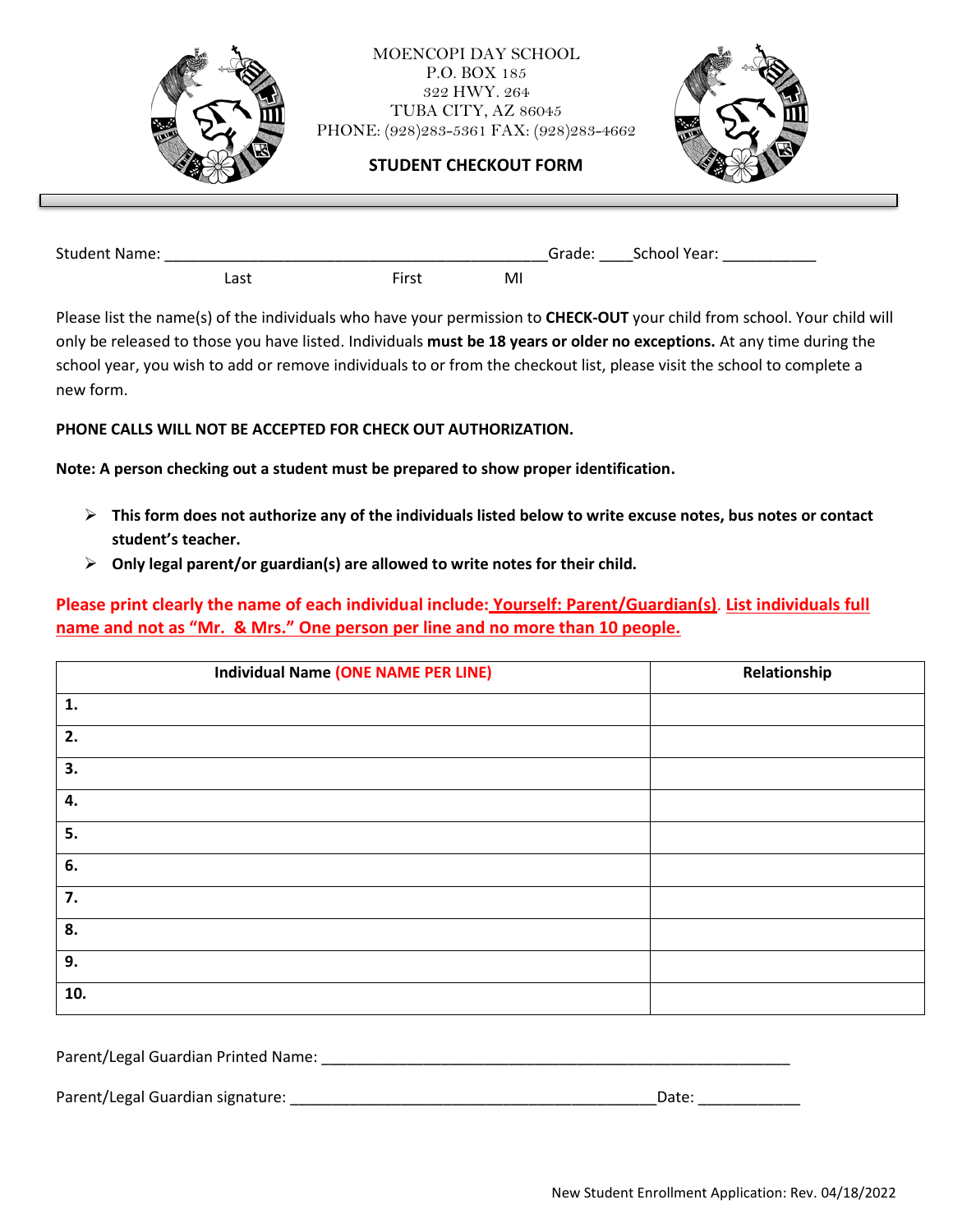MOENCOPI DAY SCHOOL
P.O. BOX 185
322 HWY. 264
TUBA CITY, AZ 86045
PHONE: (928)283-5361 FAX: (928)283-4662

## STUDENT CHECKOUT FORM

Student Name: _____________________________________________Grade: ____School Year: ___________
Last First MI

Please list the name(s) of the individuals who have your permission to **CHECK-OUT** your child from school. Your child will only be released to those you have listed. Individuals **must be 18 years or older no exceptions.** At any time during the school year, you wish to add or remove individuals to or from the checkout list, please visit the school to complete a new form.

**PHONE CALLS WILL NOT BE ACCEPTED FOR CHECK OUT AUTHORIZATION.**

**Note: A person checking out a student must be prepared to show proper identification.**

- **This form does not authorize any of the individuals listed below to write excuse notes, bus notes or contact student's teacher.**
- **Only legal parent/or guardian(s) are allowed to write notes for their child.**

**Please print clearly the name of each individual include: Yourself: Parent/Guardian(s). List individuals full name and not as "Mr. & Mrs." One person per line and no more than 10 people.**

| Individual Name (ONE NAME PER LINE) | Relationship |
|---|---|
| 1. | |
| 2. | |
| 3. | |
| 4. | |
| 5. | |
| 6. | |
| 7. | |
| 8. | |
| 9. | |
| 10. | |

Parent/Legal Guardian Printed Name: ___________________________________________________________

Parent/Legal Guardian signature: ____________________________________________Date: ____________

New Student Enrollment Application: Rev. 04/18/2022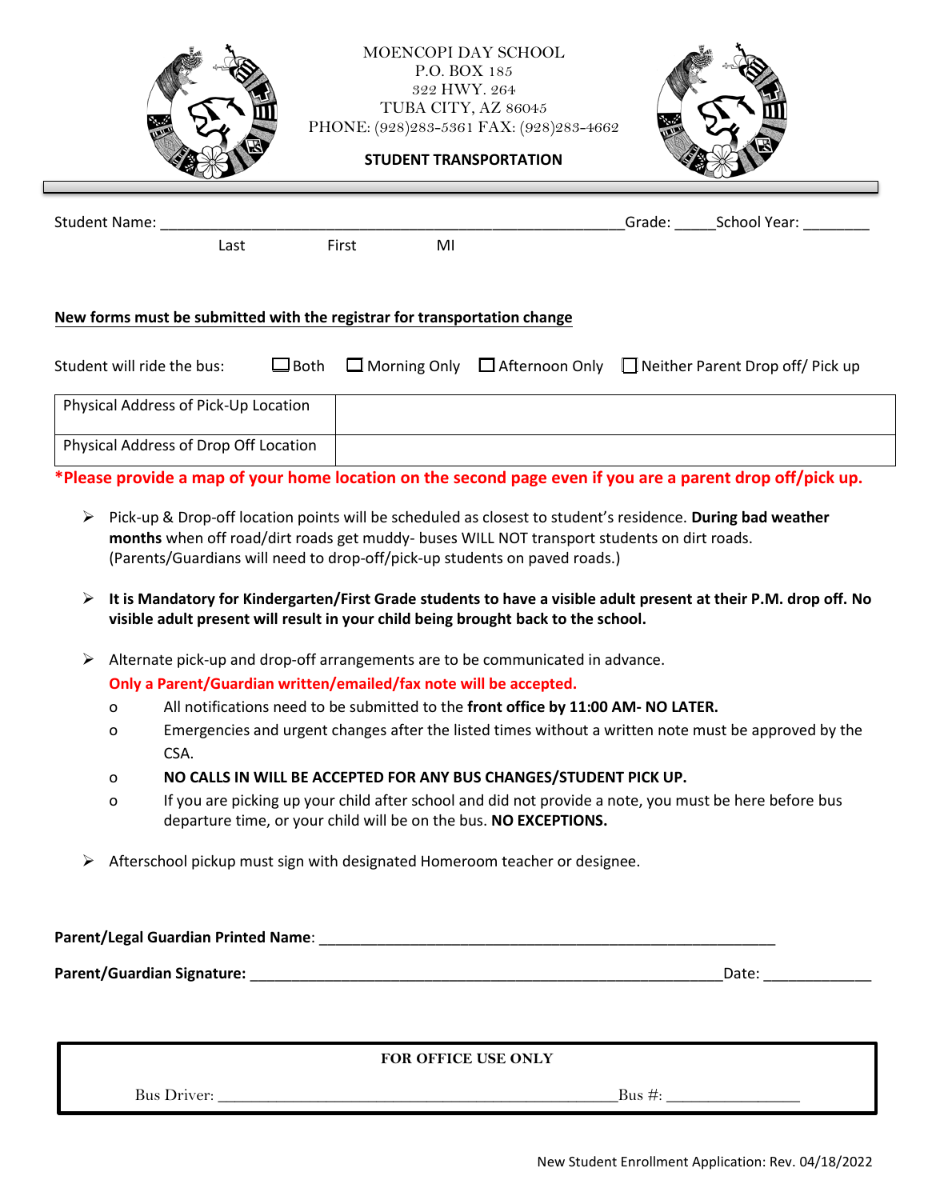MOENCOPI DAY SCHOOL
P.O. BOX 185
322 HWY. 264
TUBA CITY, AZ 86045
PHONE: (928)283-5361 FAX: (928)283-4662

**STUDENT TRANSPORTATION**

Student Name: ________________________________________________ Grade: _____ School Year: ________
Last First MI

**New forms must be submitted with the registrar for transportation change**

Student will ride the bus: ☐ Both ☐ Morning Only ☐ Afternoon Only ☐ Neither Parent Drop off/ Pick up

| | |
|---|---|
| Physical Address of Pick-Up Location | |
| Physical Address of Drop Off Location | |

**\*Please provide a map of your home location on the second page even if you are a parent drop off/pick up.**

- Pick-up & Drop-off location points will be scheduled as closest to student's residence. **During bad weather months** when off road/dirt roads get muddy- buses WILL NOT transport students on dirt roads. (Parents/Guardians will need to drop-off/pick-up students on paved roads.)
- **It is Mandatory for Kindergarten/First Grade students to have a visible adult present at their P.M. drop off. No visible adult present will result in your child being brought back to the school.**
- Alternate pick-up and drop-off arrangements are to be communicated in advance.
  **Only a Parent/Guardian written/emailed/fax note will be accepted.**
  - All notifications need to be submitted to the **front office by 11:00 AM- NO LATER.**
  - Emergencies and urgent changes after the listed times without a written note must be approved by the CSA.
  - **NO CALLS IN WILL BE ACCEPTED FOR ANY BUS CHANGES/STUDENT PICK UP.**
  - If you are picking up your child after school and did not provide a note, you must be here before bus departure time, or your child will be on the bus. **NO EXCEPTIONS.**
- Afterschool pickup must sign with designated Homeroom teacher or designee.

**Parent/Legal Guardian Printed Name**: ____________________________________________

**Parent/Guardian Signature:** ____________________________________________ Date: ____________

**FOR OFFICE USE ONLY**

Bus Driver: ____________________________________________ Bus #: ______________

New Student Enrollment Application: Rev. 04/18/2022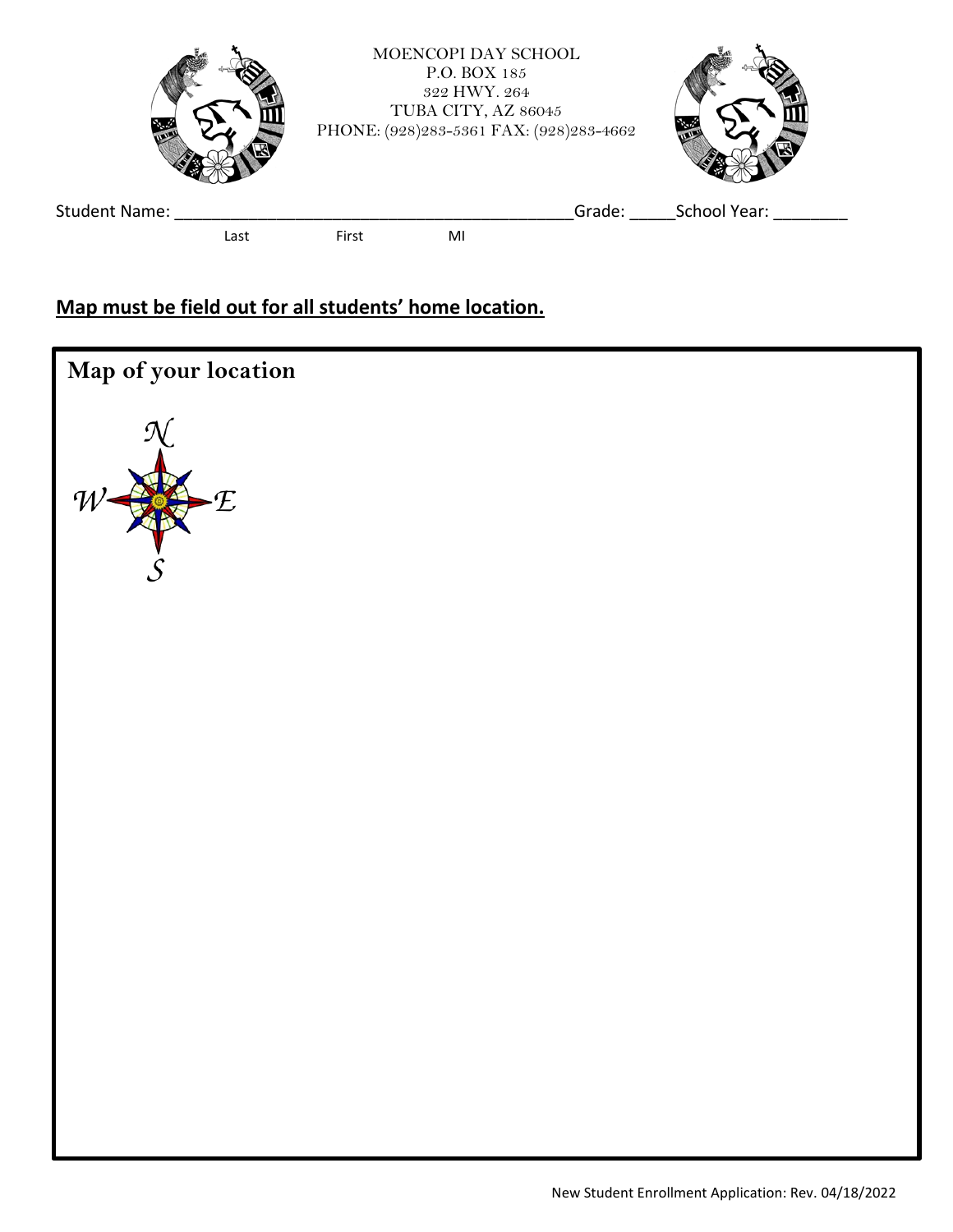MOENCOPI DAY SCHOOL
P.O. BOX 185
322 HWY. 264
TUBA CITY, AZ 86045
PHONE: (928)283-5361 FAX: (928)283-4662

Student Name: ____________________________________________Grade: _____School Year: ________
Last First MI

**Map must be field out for all students' home location.**

## Map of your location

N
W E
S

New Student Enrollment Application: Rev. 04/18/2022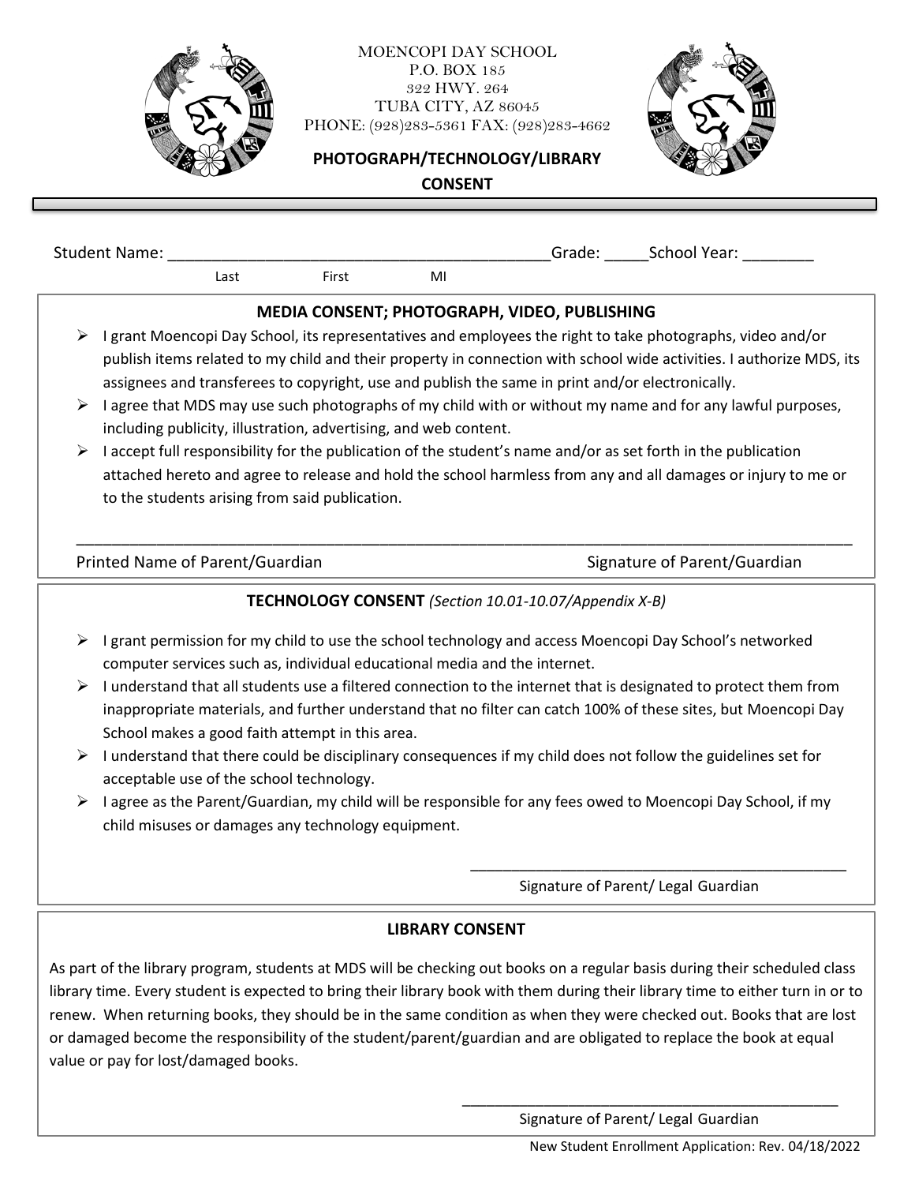MOENCOPI DAY SCHOOL
P.O. BOX 185
322 HWY. 264
TUBA CITY, AZ 86045
PHONE: (928)283-5361 FAX: (928)283-4662

# PHOTOGRAPH/TECHNOLOGY/LIBRARY CONSENT

Student Name: ___________________________________________Grade: _____School Year: ________
Last First MI

## MEDIA CONSENT; PHOTOGRAPH, VIDEO, PUBLISHING

- I grant Moencopi Day School, its representatives and employees the right to take photographs, video and/or publish items related to my child and their property in connection with school wide activities. I authorize MDS, its assignees and transferees to copyright, use and publish the same in print and/or electronically.
- I agree that MDS may use such photographs of my child with or without my name and for any lawful purposes, including publicity, illustration, advertising, and web content.
- I accept full responsibility for the publication of the student's name and/or as set forth in the publication attached hereto and agree to release and hold the school harmless from any and all damages or injury to me or to the students arising from said publication.

_____________________________________________________________________________________________

Printed Name of Parent/Guardian Signature of Parent/Guardian

## TECHNOLOGY CONSENT *(Section 10.01-10.07/Appendix X-B)*

- I grant permission for my child to use the school technology and access Moencopi Day School's networked computer services such as, individual educational media and the internet.
- I understand that all students use a filtered connection to the internet that is designated to protect them from inappropriate materials, and further understand that no filter can catch 100% of these sites, but Moencopi Day School makes a good faith attempt in this area.
- I understand that there could be disciplinary consequences if my child does not follow the guidelines set for acceptable use of the school technology.
- I agree as the Parent/Guardian, my child will be responsible for any fees owed to Moencopi Day School, if my child misuses or damages any technology equipment.

_____________________________________________

Signature of Parent/ Legal Guardian

## LIBRARY CONSENT

As part of the library program, students at MDS will be checking out books on a regular basis during their scheduled class library time. Every student is expected to bring their library book with them during their library time to either turn in or to renew. When returning books, they should be in the same condition as when they were checked out. Books that are lost or damaged become the responsibility of the student/parent/guardian and are obligated to replace the book at equal value or pay for lost/damaged books.

_____________________________________________

Signature of Parent/ Legal Guardian

New Student Enrollment Application: Rev. 04/18/2022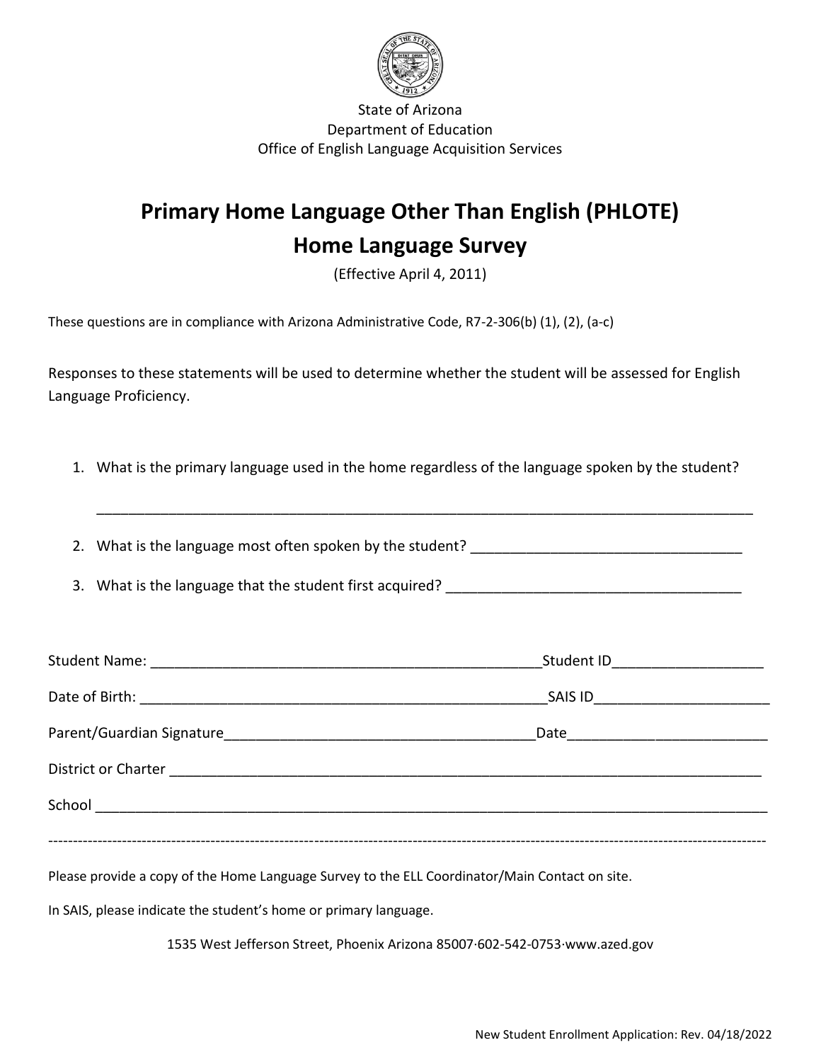State of Arizona
Department of Education
Office of English Language Acquisition Services

# Primary Home Language Other Than English (PHLOTE)
# Home Language Survey

(Effective April 4, 2011)

These questions are in compliance with Arizona Administrative Code, R7-2-306(b) (1), (2), (a-c)

Responses to these statements will be used to determine whether the student will be assessed for English Language Proficiency.

1. What is the primary language used in the home regardless of the language spoken by the student?

   ________________________________________________________________________________

2. What is the language most often spoken by the student? __________________________________

3. What is the language that the student first acquired? ____________________________________

Student Name: _______________________________________________Student ID__________________

Date of Birth: _________________________________________________SAIS ID_____________________

Parent/Guardian Signature_______________________________________Date________________________

District or Charter __________________________________________________________________________

School ______________________________________________________________________________________

---------------------------------------------------------------------------------------------------------------------------------------------

Please provide a copy of the Home Language Survey to the ELL Coordinator/Main Contact on site.

In SAIS, please indicate the student's home or primary language.

1535 West Jefferson Street, Phoenix Arizona 85007·602-542-0753·www.azed.gov

New Student Enrollment Application: Rev. 04/18/2022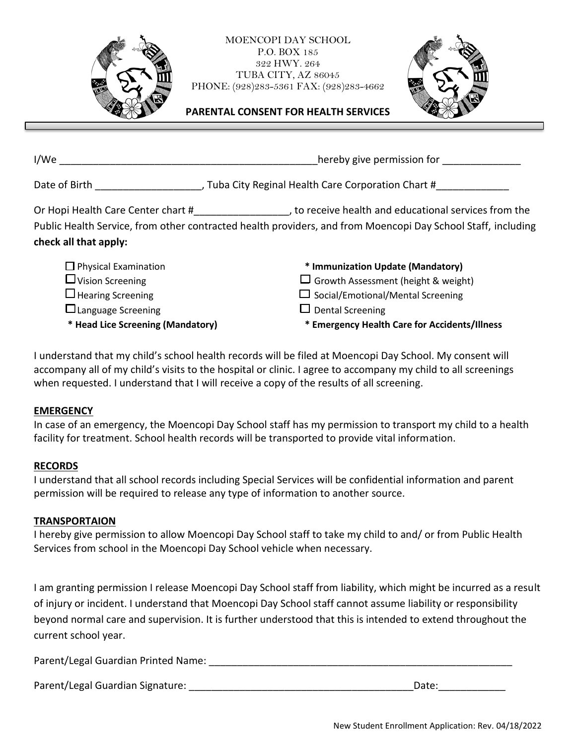MOENCOPI DAY SCHOOL
P.O. BOX 185
322 HWY. 264
TUBA CITY, AZ 86045
PHONE: (928)283-5361 FAX: (928)283-4662

**PARENTAL CONSENT FOR HEALTH SERVICES**

I/We _______________________________________________hereby give permission for ______________

Date of Birth ___________________, Tuba City Reginal Health Care Corporation Chart #_____________

Or Hopi Health Care Center chart #_________________, to receive health and educational services from the Public Health Service, from other contracted health providers, and from Moencopi Day School Staff, including **check all that apply:**

- ☐ Physical Examination
- ☐ Vision Screening
- ☐ Hearing Screening
- ☐ Language Screening
- **\* Head Lice Screening (Mandatory)**
- **\* Immunization Update (Mandatory)**
- ☐ Growth Assessment (height & weight)
- ☐ Social/Emotional/Mental Screening
- ☐ Dental Screening
- **\* Emergency Health Care for Accidents/Illness**

I understand that my child's school health records will be filed at Moencopi Day School. My consent will accompany all of my child's visits to the hospital or clinic. I agree to accompany my child to all screenings when requested. I understand that I will receive a copy of the results of all screening.

**EMERGENCY**

In case of an emergency, the Moencopi Day School staff has my permission to transport my child to a health facility for treatment. School health records will be transported to provide vital information.

**RECORDS**

I understand that all school records including Special Services will be confidential information and parent permission will be required to release any type of information to another source.

**TRANSPORTAION**

I hereby give permission to allow Moencopi Day School staff to take my child to and/ or from Public Health Services from school in the Moencopi Day School vehicle when necessary.

I am granting permission I release Moencopi Day School staff from liability, which might be incurred as a result of injury or incident. I understand that Moencopi Day School staff cannot assume liability or responsibility beyond normal care and supervision. It is further understood that this is intended to extend throughout the current school year.

Parent/Legal Guardian Printed Name: _______________________________________________________

Parent/Legal Guardian Signature: ________________________________________Date:____________

New Student Enrollment Application: Rev. 04/18/2022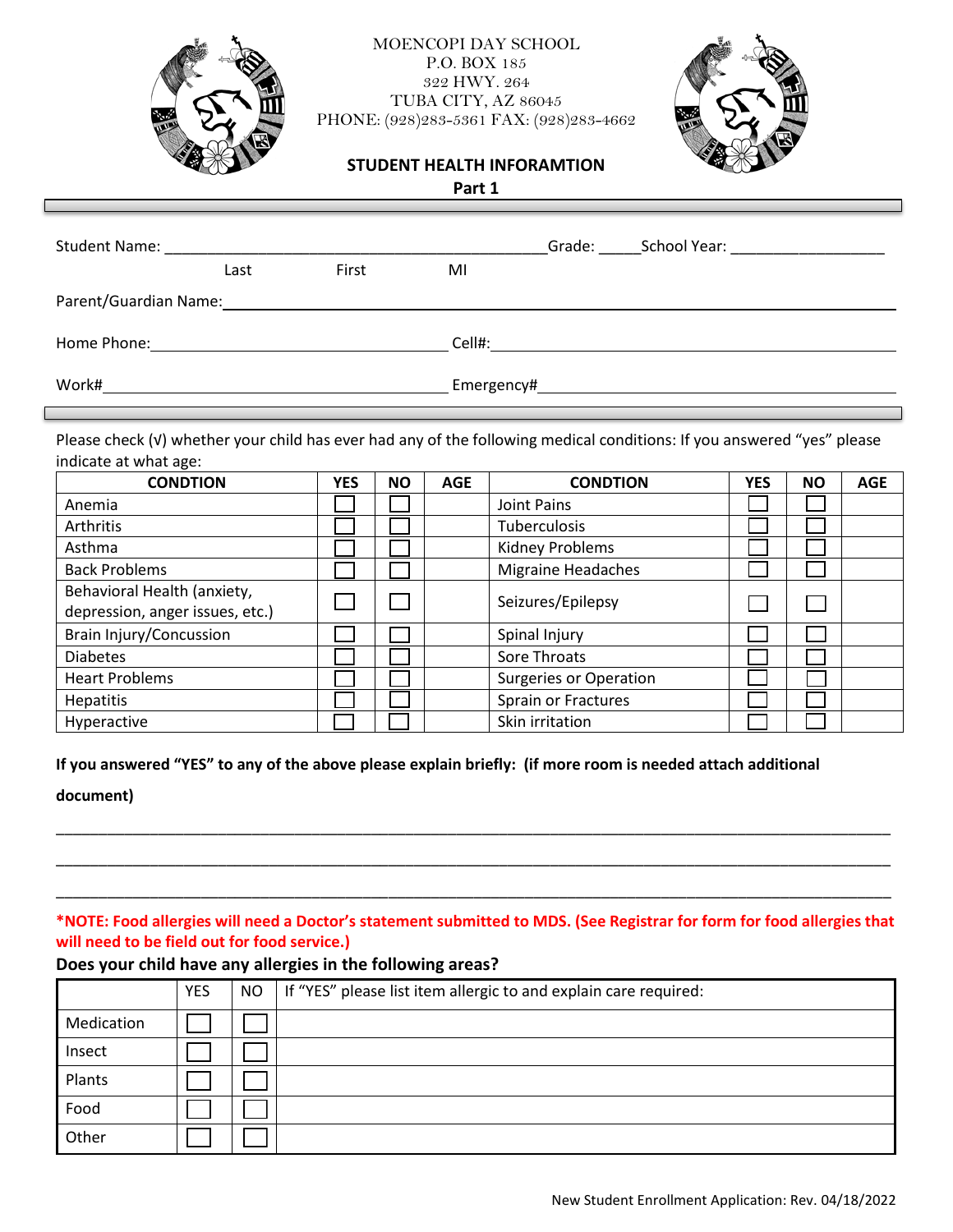MOENCOPI DAY SCHOOL
P.O. BOX 185
322 HWY. 264
TUBA CITY, AZ 86045
PHONE: (928)283-5361 FAX: (928)283-4662

## STUDENT HEALTH INFORAMTION

**Part 1**

Student Name: _____________________________________________ Grade: _____ School Year: __________________
Last First MI

Parent/Guardian Name: ________________________________________________________________

Home Phone: ________________________________ Cell#: ________________________________

Work# ________________________________ Emergency# ________________________________

Please check (√) whether your child has ever had any of the following medical conditions: If you answered "yes" please indicate at what age:

| CONDTION | YES | NO | AGE | CONDTION | YES | NO | AGE |
|---|---|---|---|---|---|---|---|
| Anemia | ☐ | ☐ | | Joint Pains | ☐ | ☐ | |
| Arthritis | ☐ | ☐ | | Tuberculosis | ☐ | ☐ | |
| Asthma | ☐ | ☐ | | Kidney Problems | ☐ | ☐ | |
| Back Problems | ☐ | ☐ | | Migraine Headaches | ☐ | ☐ | |
| Behavioral Health (anxiety, depression, anger issues, etc.) | ☐ | ☐ | | Seizures/Epilepsy | ☐ | ☐ | |
| Brain Injury/Concussion | ☐ | ☐ | | Spinal Injury | ☐ | ☐ | |
| Diabetes | ☐ | ☐ | | Sore Throats | ☐ | ☐ | |
| Heart Problems | ☐ | ☐ | | Surgeries or Operation | ☐ | ☐ | |
| Hepatitis | ☐ | ☐ | | Sprain or Fractures | ☐ | ☐ | |
| Hyperactive | ☐ | ☐ | | Skin irritation | ☐ | ☐ | |

**If you answered "YES" to any of the above please explain briefly: (if more room is needed attach additional document)**

______________________________________________________________________________________

______________________________________________________________________________________

______________________________________________________________________________________

***NOTE: Food allergies will need a Doctor's statement submitted to MDS. (See Registrar for form for food allergies that will need to be field out for food service.)**

**Does your child have any allergies in the following areas?**

| | YES | NO | If "YES" please list item allergic to and explain care required: |
|---|---|---|---|
| Medication | ☐ | ☐ | |
| Insect | ☐ | ☐ | |
| Plants | ☐ | ☐ | |
| Food | ☐ | ☐ | |
| Other | ☐ | ☐ | |

New Student Enrollment Application: Rev. 04/18/2022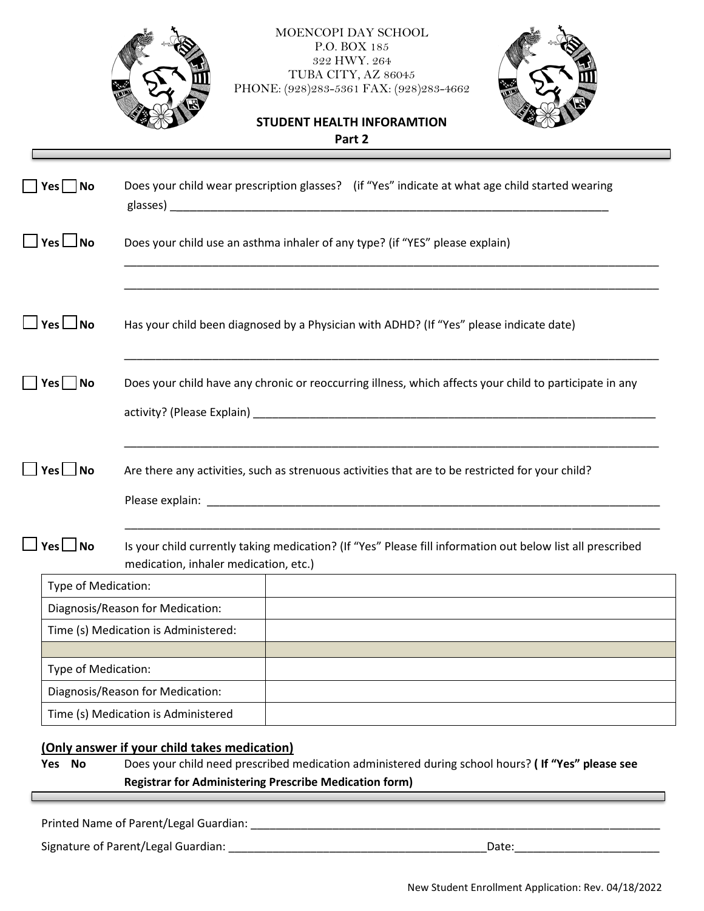MOENCOPI DAY SCHOOL
P.O. BOX 185
322 HWY. 264
TUBA CITY, AZ 86045
PHONE: (928)283-5361 FAX: (928)283-4662

**STUDENT HEALTH INFORAMTION**
**Part 2**

☐ **Yes** ☐ **No** Does your child wear prescription glasses? (if "Yes" indicate at what age child started wearing glasses) ____________________________________________________________________

☐ **Yes** ☐ **No** Does your child use an asthma inhaler of any type? (if "YES" please explain)

____________________________________________________________________________________

____________________________________________________________________________________

☐ **Yes** ☐ **No** Has your child been diagnosed by a Physician with ADHD? (If "Yes" please indicate date)

____________________________________________________________________________________

☐ **Yes** ☐ **No** Does your child have any chronic or reoccurring illness, which affects your child to participate in any activity? (Please Explain) _________________________________________________________________

____________________________________________________________________________________

☐ **Yes** ☐ **No** Are there any activities, such as strenuous activities that are to be restricted for your child?

Please explain: _______________________________________________________________________

____________________________________________________________________________________

☐ **Yes** ☐ **No** Is your child currently taking medication? (If "Yes" Please fill information out below list all prescribed medication, inhaler medication, etc.)

| | |
|---|---|
| Type of Medication: | |
| Diagnosis/Reason for Medication: | |
| Time (s) Medication is Administered: | |
| | |
| Type of Medication: | |
| Diagnosis/Reason for Medication: | |
| Time (s) Medication is Administered | |

**(Only answer if your child takes medication)**

**Yes No** Does your child need prescribed medication administered during school hours? **( If "Yes" please see Registrar for Administering Prescribe Medication form)**

Printed Name of Parent/Legal Guardian: ______________________________________________________________

Signature of Parent/Legal Guardian: _________________________________________Date:_______________________

New Student Enrollment Application: Rev. 04/18/2022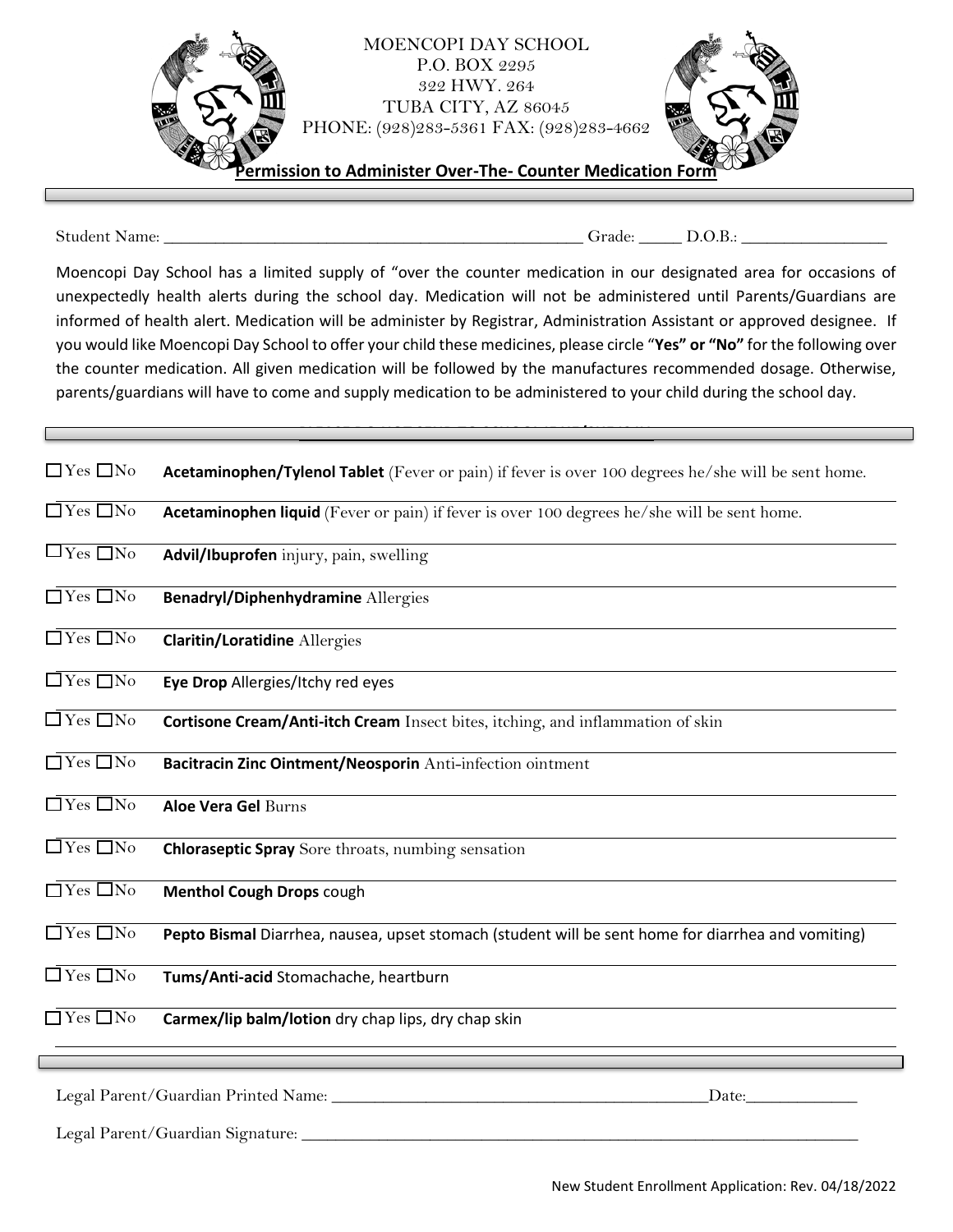MOENCOPI DAY SCHOOL
P.O. BOX 2295
322 HWY. 264
TUBA CITY, AZ 86045
PHONE: (928)283-5361 FAX: (928)283-4662

# Permission to Administer Over-The- Counter Medication Form

Student Name: ______________________________________________ Grade: _____ D.O.B.: _________________

Moencopi Day School has a limited supply of "over the counter medication in our designated area for occasions of unexpectedly health alerts during the school day. Medication will not be administered until Parents/Guardians are informed of health alert. Medication will be administer by Registrar, Administration Assistant or approved designee. If you would like Moencopi Day School to offer your child these medicines, please circle "**Yes" or "No"** for the following over the counter medication. All given medication will be followed by the manufactures recommended dosage. Otherwise, parents/guardians will have to come and supply medication to be administered to your child during the school day.

☐ Yes ☐ No **Acetaminophen/Tylenol Tablet** (Fever or pain) if fever is over 100 degrees he/she will be sent home.

☐ Yes ☐ No **Acetaminophen liquid** (Fever or pain) if fever is over 100 degrees he/she will be sent home.

☐ Yes ☐ No **Advil/Ibuprofen** injury, pain, swelling

☐ Yes ☐ No **Benadryl/Diphenhydramine** Allergies

☐ Yes ☐ No **Claritin/Loratidine** Allergies

☐ Yes ☐ No **Eye Drop** Allergies/Itchy red eyes

☐ Yes ☐ No **Cortisone Cream/Anti-itch Cream** Insect bites, itching, and inflammation of skin

☐ Yes ☐ No **Bacitracin Zinc Ointment/Neosporin** Anti-infection ointment

☐ Yes ☐ No **Aloe Vera Gel** Burns

☐ Yes ☐ No **Chloraseptic Spray** Sore throats, numbing sensation

☐ Yes ☐ No **Menthol Cough Drops** cough

☐ Yes ☐ No **Pepto Bismal** Diarrhea, nausea, upset stomach (student will be sent home for diarrhea and vomiting)

☐ Yes ☐ No **Tums/Anti-acid** Stomachache, heartburn

☐ Yes ☐ No **Carmex/lip balm/lotion** dry chap lips, dry chap skin

Legal Parent/Guardian Printed Name: ________________________________________Date:____________

Legal Parent/Guardian Signature: ______________________________________________________________

New Student Enrollment Application: Rev. 04/18/2022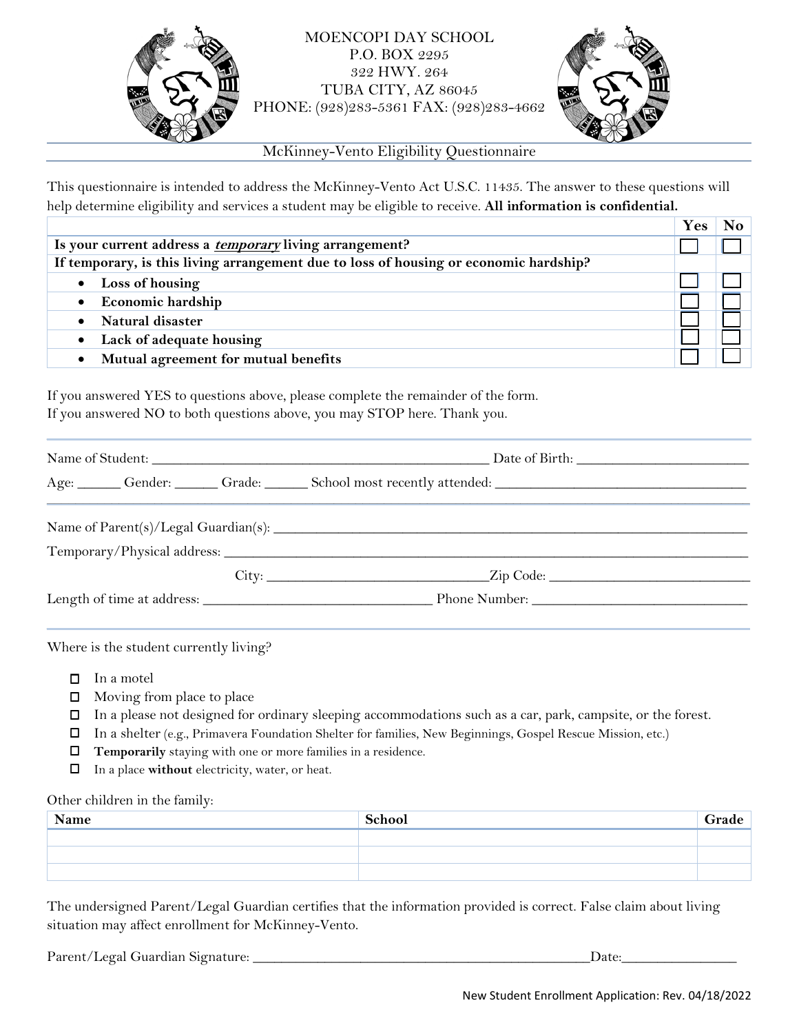MOENCOPI DAY SCHOOL
P.O. BOX 2295
322 HWY. 264
TUBA CITY, AZ 86045
PHONE: (928)283-5361 FAX: (928)283-4662

## McKinney-Vento Eligibility Questionnaire

This questionnaire is intended to address the McKinney-Vento Act U.S.C. 11435. The answer to these questions will help determine eligibility and services a student may be eligible to receive. **All information is confidential.**

| | Yes | No |
|---|---|---|
| **Is your current address a *temporary* living arrangement?** | ☐ | ☐ |
| **If temporary, is this living arrangement due to loss of housing or economic hardship?** | | |
| • **Loss of housing** | ☐ | ☐ |
| • **Economic hardship** | ☐ | ☐ |
| • **Natural disaster** | ☐ | ☐ |
| • **Lack of adequate housing** | ☐ | ☐ |
| • **Mutual agreement for mutual benefits** | ☐ | ☐ |

If you answered YES to questions above, please complete the remainder of the form.
If you answered NO to both questions above, you may STOP here. Thank you.

Name of Student: ______________________________ Date of Birth: ____________________

Age: ______ Gender: ______ Grade: ______ School most recently attended: ____________________

Name of Parent(s)/Legal Guardian(s): ________________________________________________

Temporary/Physical address: ________________________________________________

City: ______________________ Zip Code: ______________________

Length of time at address: ______________________ Phone Number: ______________________

Where is the student currently living?

- ☐ In a motel
- ☐ Moving from place to place
- ☐ In a please not designed for ordinary sleeping accommodations such as a car, park, campsite, or the forest.
- ☐ In a shelter (e.g., Primavera Foundation Shelter for families, New Beginnings, Gospel Rescue Mission, etc.)
- ☐ **Temporarily** staying with one or more families in a residence.
- ☐ In a place **without** electricity, water, or heat.

Other children in the family:

| Name | School | Grade |
|---|---|---|
| | | |
| | | |
| | | |

The undersigned Parent/Legal Guardian certifies that the information provided is correct. False claim about living situation may affect enrollment for McKinney-Vento.

Parent/Legal Guardian Signature: ______________________________ Date: ______________

New Student Enrollment Application: Rev. 04/18/2022